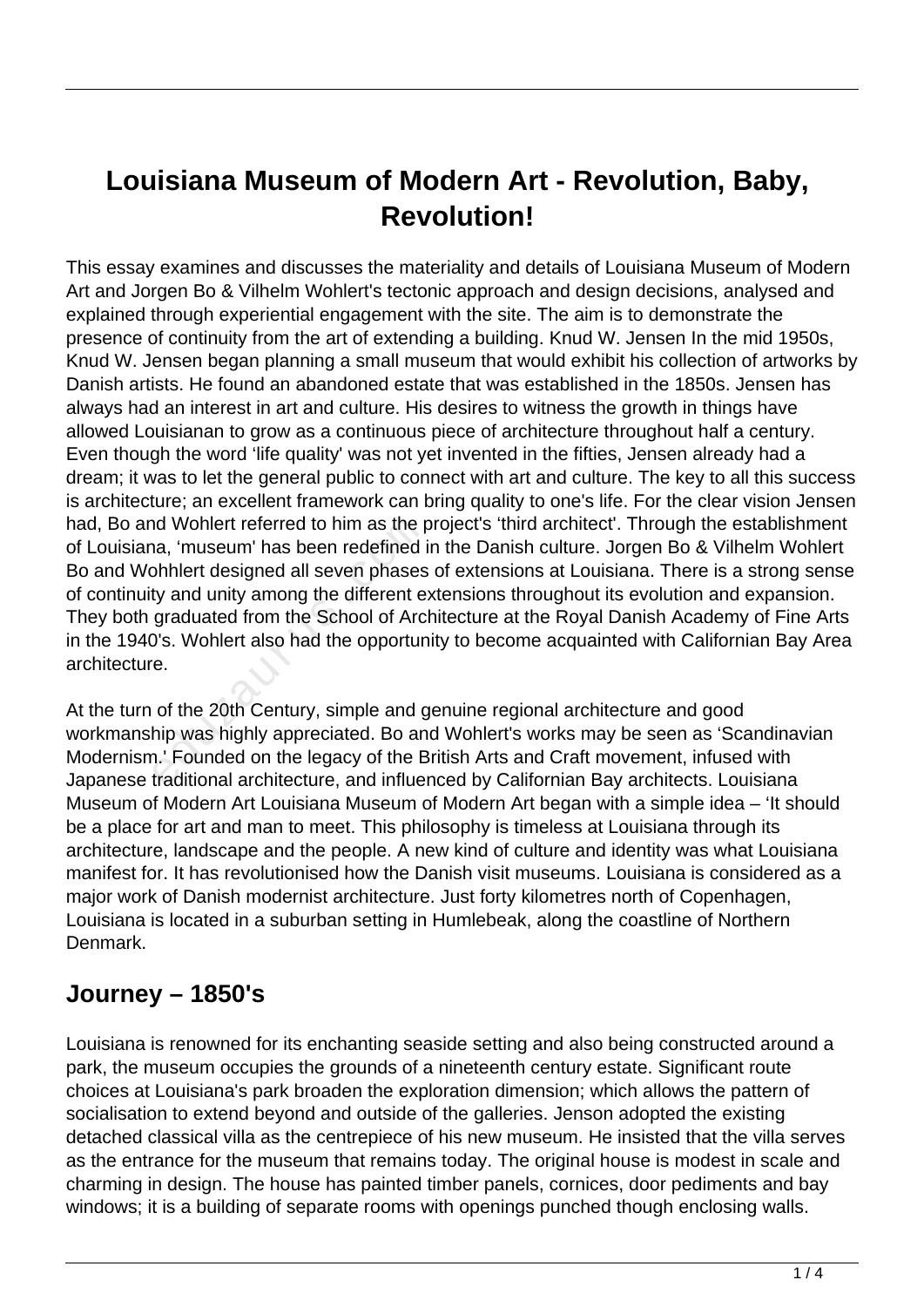# Louisiana Museum of Modern Art - Revolution, Baby, Revolution!

This essay examines and discusses the materiality and details of Louisiana Museum of Modern Art and Jorgen Bo & Vilhelm Wohlert's tectonic approach and design decisions, analysed and explained through experiential engagement with the site. The aim is to demonstrate the presence of continuity from the art of extending a building. Knud W. Jensen In the mid 1950s, Knud W. Jensen began planning a small museum that would exhibit his collection of artworks by Danish artists. He found an abandoned estate that was established in the 1850s. Jensen has always had an interest in art and culture. His desires to witness the growth in things have allowed Louisianan to grow as a continuous piece of architecture throughout half a century. Even though the word 'life quality' was not yet invented in the fifties, Jensen already had a dream; it was to let the general public to connect with art and culture. The key to all this success is architecture; an excellent framework can bring quality to one's life. For the clear vision Jensen had, Bo and Wohlert referred to him as the project's 'third architect'. Through the establishment of Louisiana, 'museum' has been redefined in the Danish culture. Jorgen Bo & Vilhelm Wohlert Bo and Wohhlert designed all seven phases of extensions at Louisiana. There is a strong sense of continuity and unity among the different extensions throughout its evolution and expansion. They both graduated from the School of Architecture at the Royal Danish Academy of Fine Arts in the 1940's. Wohlert also had the opportunity to become acquainted with Californian Bay Area architecture.

At the turn of the 20th Century, simple and genuine regional architecture and good workmanship was highly appreciated. Bo and Wohlert's works may be seen as 'Scandinavian Modernism.' Founded on the legacy of the British Arts and Craft movement, infused with Japanese traditional architecture, and influenced by Californian Bay architects. Louisiana Museum of Modern Art Louisiana Museum of Modern Art began with a simple idea – 'It should be a place for art and man to meet. This philosophy is timeless at Louisiana through its architecture, landscape and the people. A new kind of culture and identity was what Louisiana manifest for. It has revolutionised how the Danish visit museums. Louisiana is considered as a major work of Danish modernist architecture. Just forty kilometres north of Copenhagen, Louisiana is located in a suburban setting in Humlebeak, along the coastline of Northern Denmark.

## Journey – 1850's

Louisiana is renowned for its enchanting seaside setting and also being constructed around a park, the museum occupies the grounds of a nineteenth century estate. Significant route choices at Louisiana's park broaden the exploration dimension; which allows the pattern of socialisation to extend beyond and outside of the galleries. Jenson adopted the existing detached classical villa as the centrepiece of his new museum. He insisted that the villa serves as the entrance for the museum that remains today. The original house is modest in scale and charming in design. The house has painted timber panels, cornices, door pediments and bay windows; it is a building of separate rooms with openings punched though enclosing walls.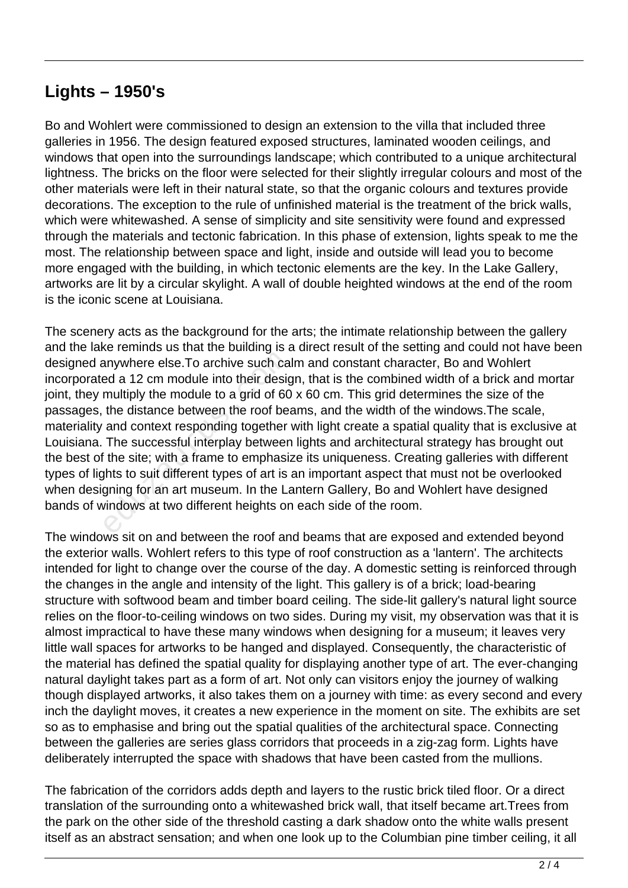## Lights – 1950's

Bo and Wohlert were commissioned to design an extension to the villa that included three galleries in 1956. The design featured exposed structures, laminated wooden ceilings, and windows that open into the surroundings landscape; which contributed to a unique architectural lightness. The bricks on the floor were selected for their slightly irregular colours and most of the other materials were left in their natural state, so that the organic colours and textures provide decorations. The exception to the rule of unfinished material is the treatment of the brick walls, which were whitewashed. A sense of simplicity and site sensitivity were found and expressed through the materials and tectonic fabrication. In this phase of extension, lights speak to me the most. The relationship between space and light, inside and outside will lead you to become more engaged with the building, in which tectonic elements are the key. In the Lake Gallery, artworks are lit by a circular skylight. A wall of double heighted windows at the end of the room is the iconic scene at Louisiana.

The scenery acts as the background for the arts; the intimate relationship between the gallery and the lake reminds us that the building is a direct result of the setting and could not have been designed anywhere else.To archive such calm and constant character, Bo and Wohlert incorporated a 12 cm module into their design, that is the combined width of a brick and mortar joint, they multiply the module to a grid of 60 x 60 cm. This grid determines the size of the passages, the distance between the roof beams, and the width of the windows.The scale, materiality and context responding together with light create a spatial quality that is exclusive at Louisiana. The successful interplay between lights and architectural strategy has brought out the best of the site; with a frame to emphasize its uniqueness. Creating galleries with different types of lights to suit different types of art is an important aspect that must not be overlooked when designing for an art museum. In the Lantern Gallery, Bo and Wohlert have designed bands of windows at two different heights on each side of the room.

The windows sit on and between the roof and beams that are exposed and extended beyond the exterior walls. Wohlert refers to this type of roof construction as a 'lantern'. The architects intended for light to change over the course of the day. A domestic setting is reinforced through the changes in the angle and intensity of the light. This gallery is of a brick; load-bearing structure with softwood beam and timber board ceiling. The side-lit gallery's natural light source relies on the floor-to-ceiling windows on two sides. During my visit, my observation was that it is almost impractical to have these many windows when designing for a museum; it leaves very little wall spaces for artworks to be hanged and displayed. Consequently, the characteristic of the material has defined the spatial quality for displaying another type of art. The ever-changing natural daylight takes part as a form of art. Not only can visitors enjoy the journey of walking though displayed artworks, it also takes them on a journey with time: as every second and every inch the daylight moves, it creates a new experience in the moment on site. The exhibits are set so as to emphasise and bring out the spatial qualities of the architectural space. Connecting between the galleries are series glass corridors that proceeds in a zig-zag form. Lights have deliberately interrupted the space with shadows that have been casted from the mullions.

The fabrication of the corridors adds depth and layers to the rustic brick tiled floor. Or a direct translation of the surrounding onto a whitewashed brick wall, that itself became art.Trees from the park on the other side of the threshold casting a dark shadow onto the white walls present itself as an abstract sensation; and when one look up to the Columbian pine timber ceiling, it all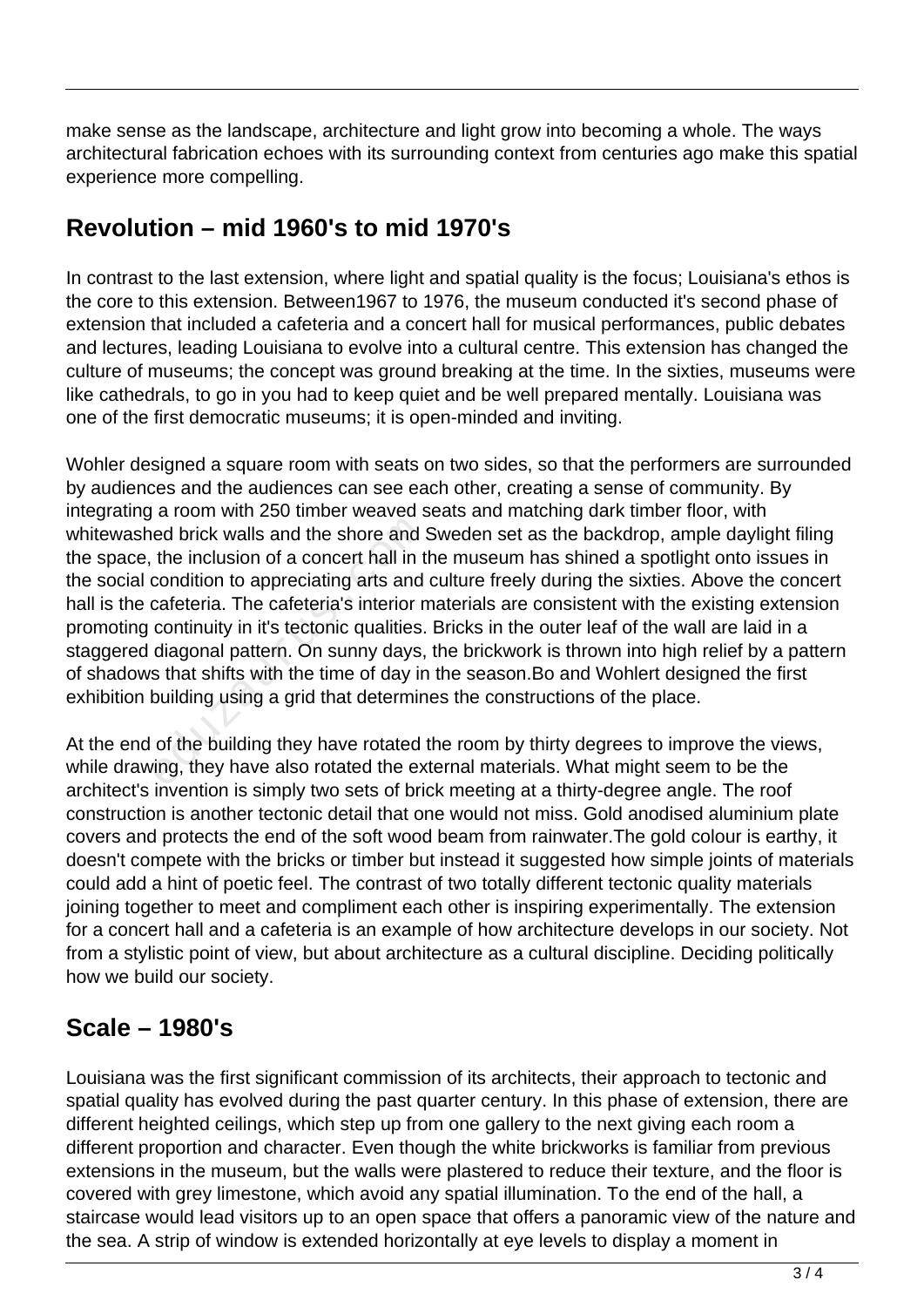make sense as the landscape, architecture and light grow into becoming a whole. The ways architectural fabrication echoes with its surrounding context from centuries ago make this spatial experience more compelling.

## Revolution – mid 1960's to mid 1970's

In contrast to the last extension, where light and spatial quality is the focus; Louisiana's ethos is the core to this extension. Between1967 to 1976, the museum conducted it's second phase of extension that included a cafeteria and a concert hall for musical performances, public debates and lectures, leading Louisiana to evolve into a cultural centre. This extension has changed the culture of museums; the concept was ground breaking at the time. In the sixties, museums were like cathedrals, to go in you had to keep quiet and be well prepared mentally. Louisiana was one of the first democratic museums; it is open-minded and inviting.

Wohler designed a square room with seats on two sides, so that the performers are surrounded by audiences and the audiences can see each other, creating a sense of community. By integrating a room with 250 timber weaved seats and matching dark timber floor, with whitewashed brick walls and the shore and Sweden set as the backdrop, ample daylight filing the space, the inclusion of a concert hall in the museum has shined a spotlight onto issues in the social condition to appreciating arts and culture freely during the sixties. Above the concert hall is the cafeteria. The cafeteria's interior materials are consistent with the existing extension promoting continuity in it's tectonic qualities. Bricks in the outer leaf of the wall are laid in a staggered diagonal pattern. On sunny days, the brickwork is thrown into high relief by a pattern of shadows that shifts with the time of day in the season.Bo and Wohlert designed the first exhibition building using a grid that determines the constructions of the place.

At the end of the building they have rotated the room by thirty degrees to improve the views, while drawing, they have also rotated the external materials. What might seem to be the architect's invention is simply two sets of brick meeting at a thirty-degree angle. The roof construction is another tectonic detail that one would not miss. Gold anodised aluminium plate covers and protects the end of the soft wood beam from rainwater.The gold colour is earthy, it doesn't compete with the bricks or timber but instead it suggested how simple joints of materials could add a hint of poetic feel. The contrast of two totally different tectonic quality materials joining together to meet and compliment each other is inspiring experimentally. The extension for a concert hall and a cafeteria is an example of how architecture develops in our society. Not from a stylistic point of view, but about architecture as a cultural discipline. Deciding politically how we build our society.

## Scale – 1980's

Louisiana was the first significant commission of its architects, their approach to tectonic and spatial quality has evolved during the past quarter century. In this phase of extension, there are different heighted ceilings, which step up from one gallery to the next giving each room a different proportion and character. Even though the white brickworks is familiar from previous extensions in the museum, but the walls were plastered to reduce their texture, and the floor is covered with grey limestone, which avoid any spatial illumination. To the end of the hall, a staircase would lead visitors up to an open space that offers a panoramic view of the nature and the sea. A strip of window is extended horizontally at eye levels to display a moment in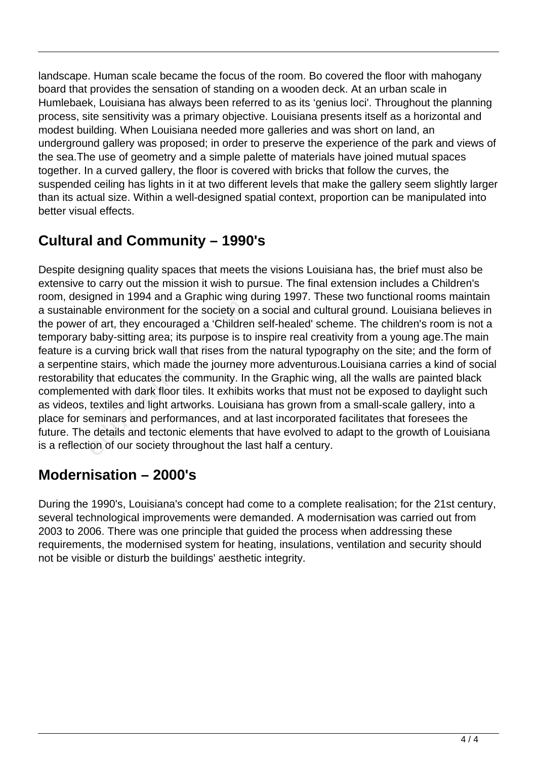landscape. Human scale became the focus of the room. Bo covered the floor with mahogany board that provides the sensation of standing on a wooden deck. At an urban scale in Humlebaek, Louisiana has always been referred to as its 'genius loci'. Throughout the planning process, site sensitivity was a primary objective. Louisiana presents itself as a horizontal and modest building. When Louisiana needed more galleries and was short on land, an underground gallery was proposed; in order to preserve the experience of the park and views of the sea.The use of geometry and a simple palette of materials have joined mutual spaces together. In a curved gallery, the floor is covered with bricks that follow the curves, the suspended ceiling has lights in it at two different levels that make the gallery seem slightly larger than its actual size. Within a well-designed spatial context, proportion can be manipulated into better visual effects.

## Cultural and Community – 1990's

Despite designing quality spaces that meets the visions Louisiana has, the brief must also be extensive to carry out the mission it wish to pursue. The final extension includes a Children's room, designed in 1994 and a Graphic wing during 1997. These two functional rooms maintain a sustainable environment for the society on a social and cultural ground. Louisiana believes in the power of art, they encouraged a 'Children self-healed' scheme. The children's room is not a temporary baby-sitting area; its purpose is to inspire real creativity from a young age.The main feature is a curving brick wall that rises from the natural typography on the site; and the form of a serpentine stairs, which made the journey more adventurous.Louisiana carries a kind of social restorability that educates the community. In the Graphic wing, all the walls are painted black complemented with dark floor tiles. It exhibits works that must not be exposed to daylight such as videos, textiles and light artworks. Louisiana has grown from a small-scale gallery, into a place for seminars and performances, and at last incorporated facilitates that foresees the future. The details and tectonic elements that have evolved to adapt to the growth of Louisiana is a reflection of our society throughout the last half a century.

## Modernisation – 2000's

During the 1990's, Louisiana's concept had come to a complete realisation; for the 21st century, several technological improvements were demanded. A modernisation was carried out from 2003 to 2006. There was one principle that guided the process when addressing these requirements, the modernised system for heating, insulations, ventilation and security should not be visible or disturb the buildings' aesthetic integrity.